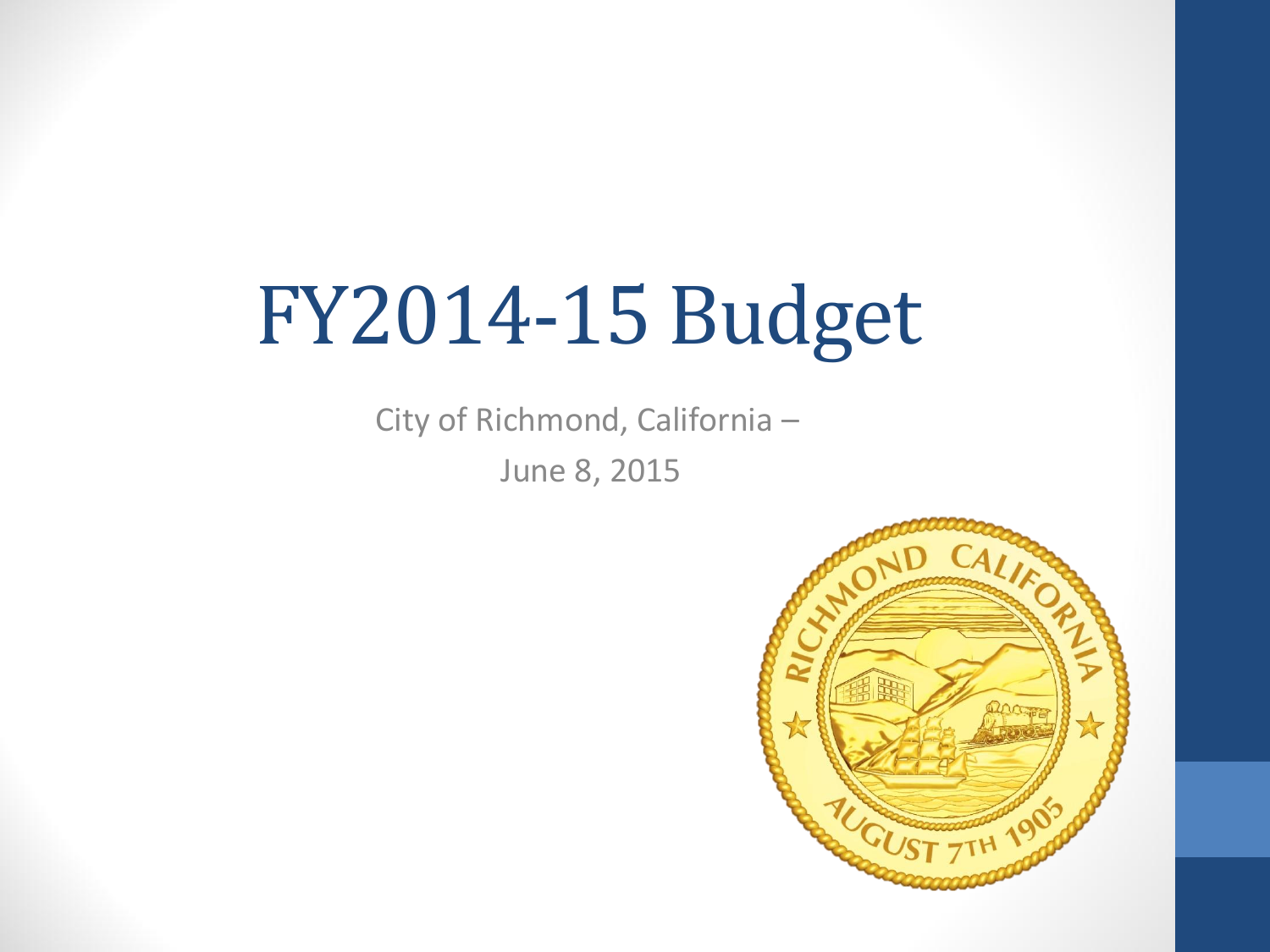# FY2014-15 Budget

City of Richmond, California –

June 8, 2015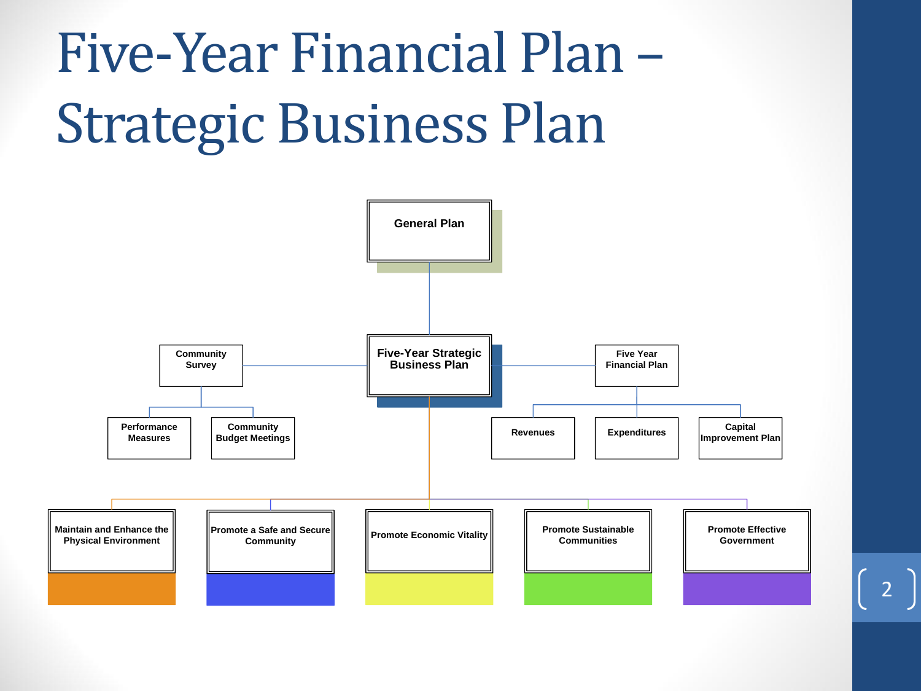# Five-Year Financial Plan – Strategic Business Plan

- General Plan
  - Five-Year Strategic Business Plan
    - Community Survey
      - Performance Measures
      - Community Budget Meetings
    - Five Year Financial Plan
      - Revenues
      - Expenditures
      - Capital Improvement Plan
    - Maintain and Enhance the Physical Environment
    - Promote a Safe and Secure Community
    - Promote Economic Vitality
    - Promote Sustainable Communities
    - Promote Effective Government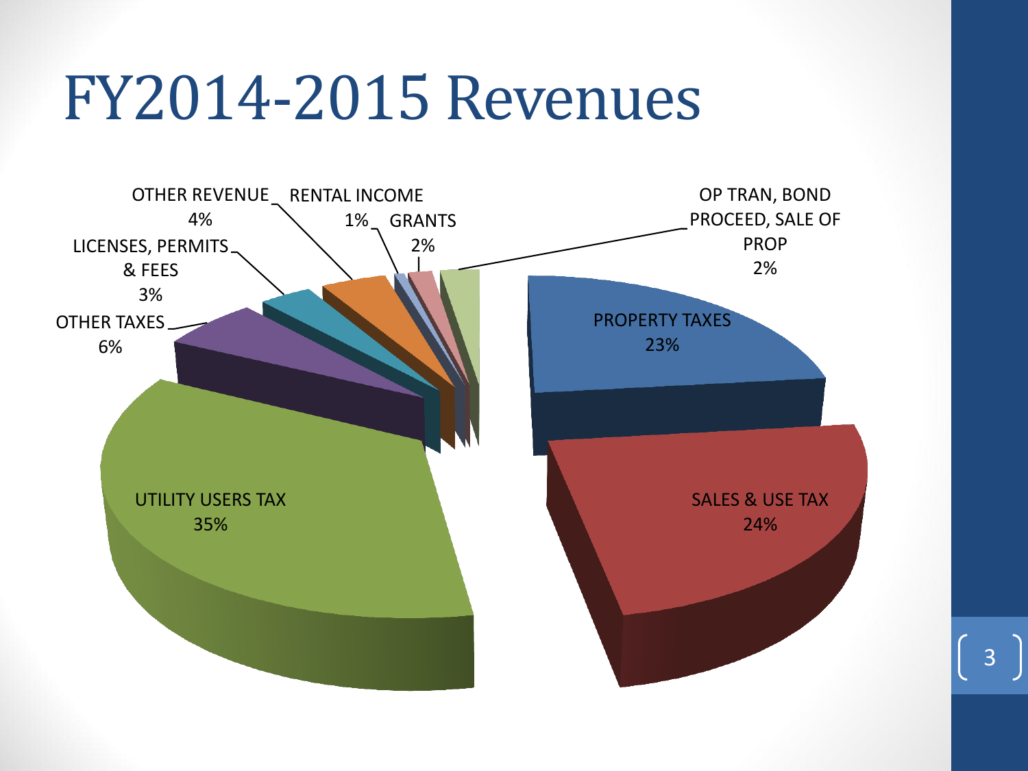# FY2014-2015 Revenues

| Category | Percentage |
| --- | --- |
| UTILITY USERS TAX | 35% |
| SALES & USE TAX | 24% |
| PROPERTY TAXES | 23% |
| OTHER TAXES | 6% |
| OTHER REVENUE | 4% |
| LICENSES, PERMITS & FEES | 3% |
| GRANTS | 2% |
| OP TRAN, BOND PROCEED, SALE OF PROP | 2% |
| RENTAL INCOME | 1% |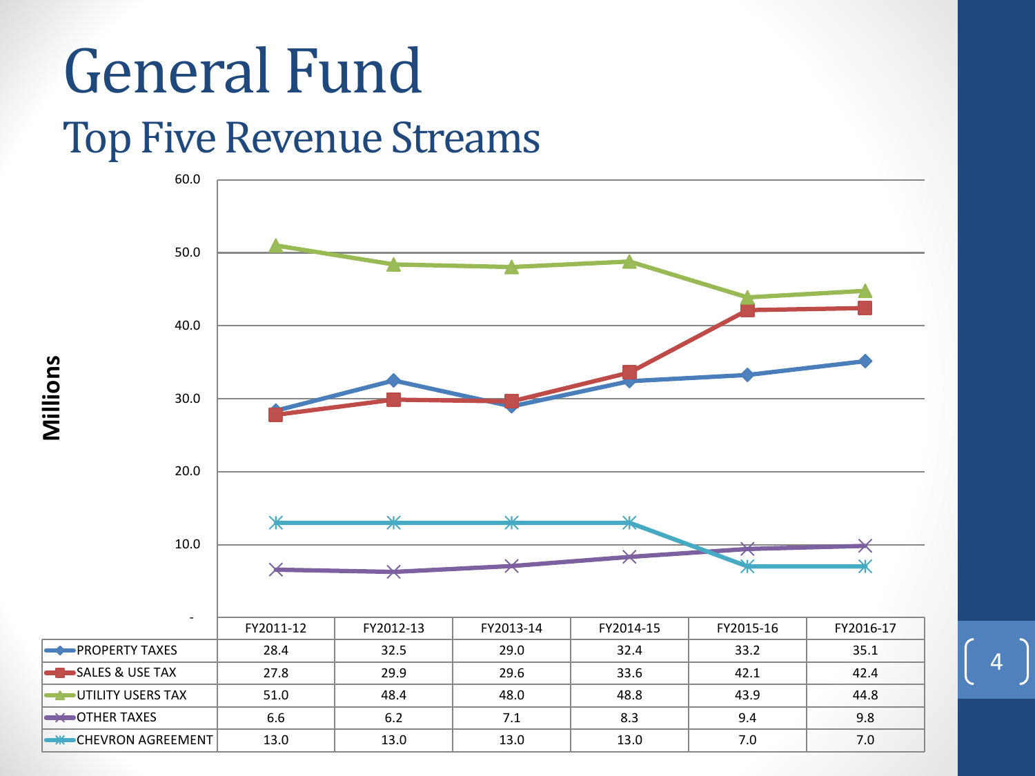# General Fund

## Top Five Revenue Streams

Millions

| | FY2011-12 | FY2012-13 | FY2013-14 | FY2014-15 | FY2015-16 | FY2016-17 |
|---|---|---|---|---|---|---|
| PROPERTY TAXES | 28.4 | 32.5 | 29.0 | 32.4 | 33.2 | 35.1 |
| SALES & USE TAX | 27.8 | 29.9 | 29.6 | 33.6 | 42.1 | 42.4 |
| UTILITY USERS TAX | 51.0 | 48.4 | 48.0 | 48.8 | 43.9 | 44.8 |
| OTHER TAXES | 6.6 | 6.2 | 7.1 | 8.3 | 9.4 | 9.8 |
| CHEVRON AGREEMENT | 13.0 | 13.0 | 13.0 | 13.0 | 7.0 | 7.0 |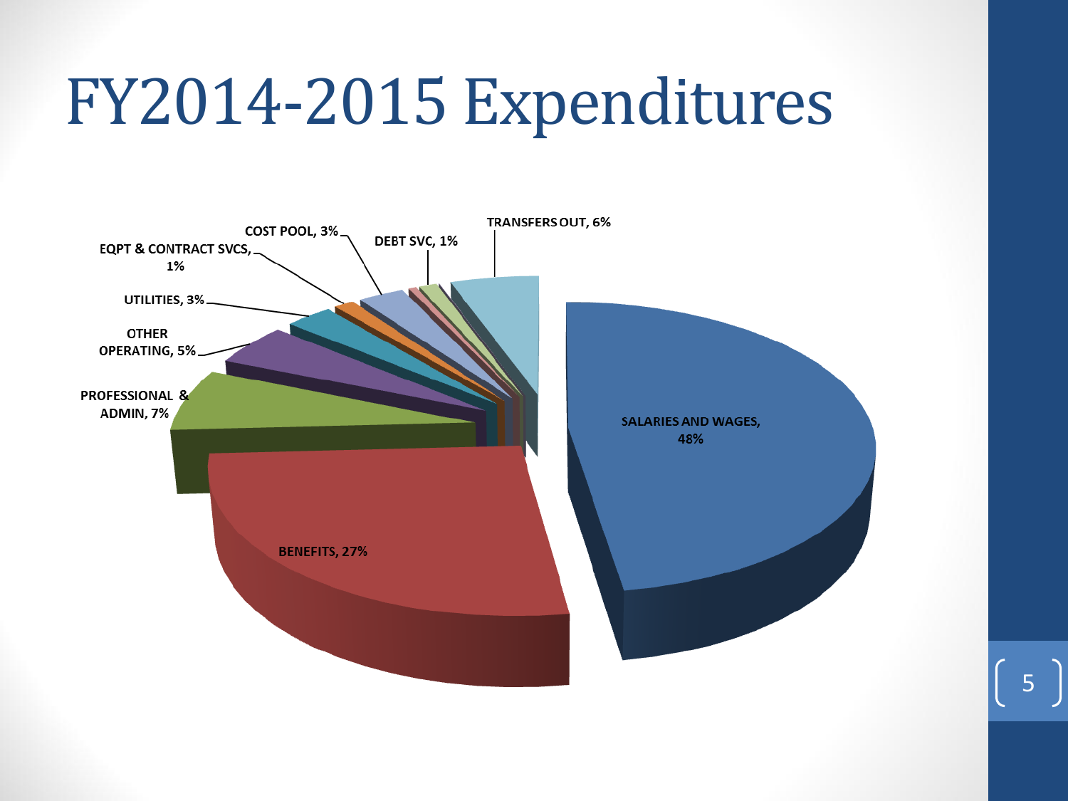# FY2014-2015 Expenditures

SALARIES AND WAGES, 48%

BENEFITS, 27%

PROFESSIONAL & ADMIN, 7%

OTHER OPERATING, 5%

UTILITIES, 3%

EQPT & CONTRACT SVCS, 1%

COST POOL, 3%

DEBT SVC, 1%

TRANSFERS OUT, 6%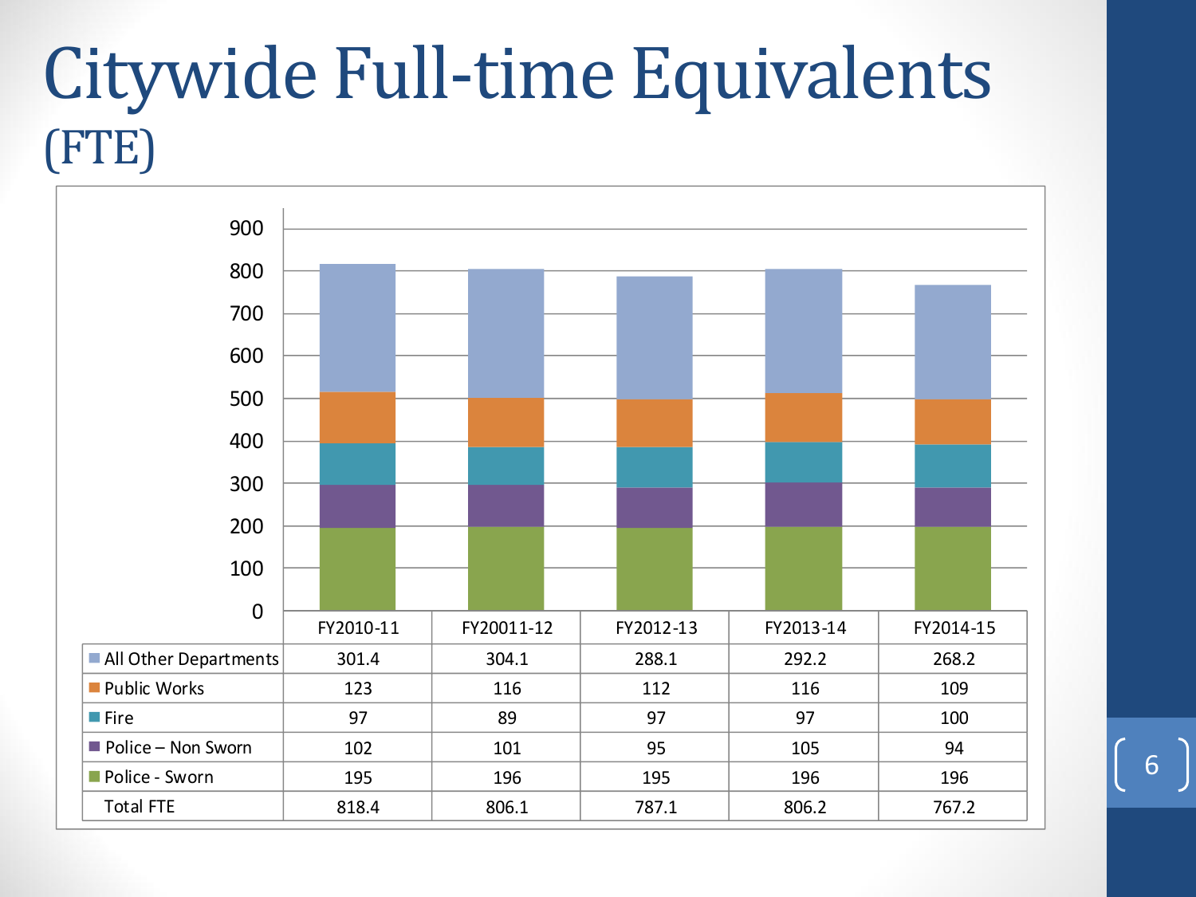# Citywide Full-time Equivalents (FTE)

| | FY2010-11 | FY20011-12 | FY2012-13 | FY2013-14 | FY2014-15 |
|---|---|---|---|---|---|
| All Other Departments | 301.4 | 304.1 | 288.1 | 292.2 | 268.2 |
| Public Works | 123 | 116 | 112 | 116 | 109 |
| Fire | 97 | 89 | 97 | 97 | 100 |
| Police – Non Sworn | 102 | 101 | 95 | 105 | 94 |
| Police - Sworn | 195 | 196 | 195 | 196 | 196 |
| Total FTE | 818.4 | 806.1 | 787.1 | 806.2 | 767.2 |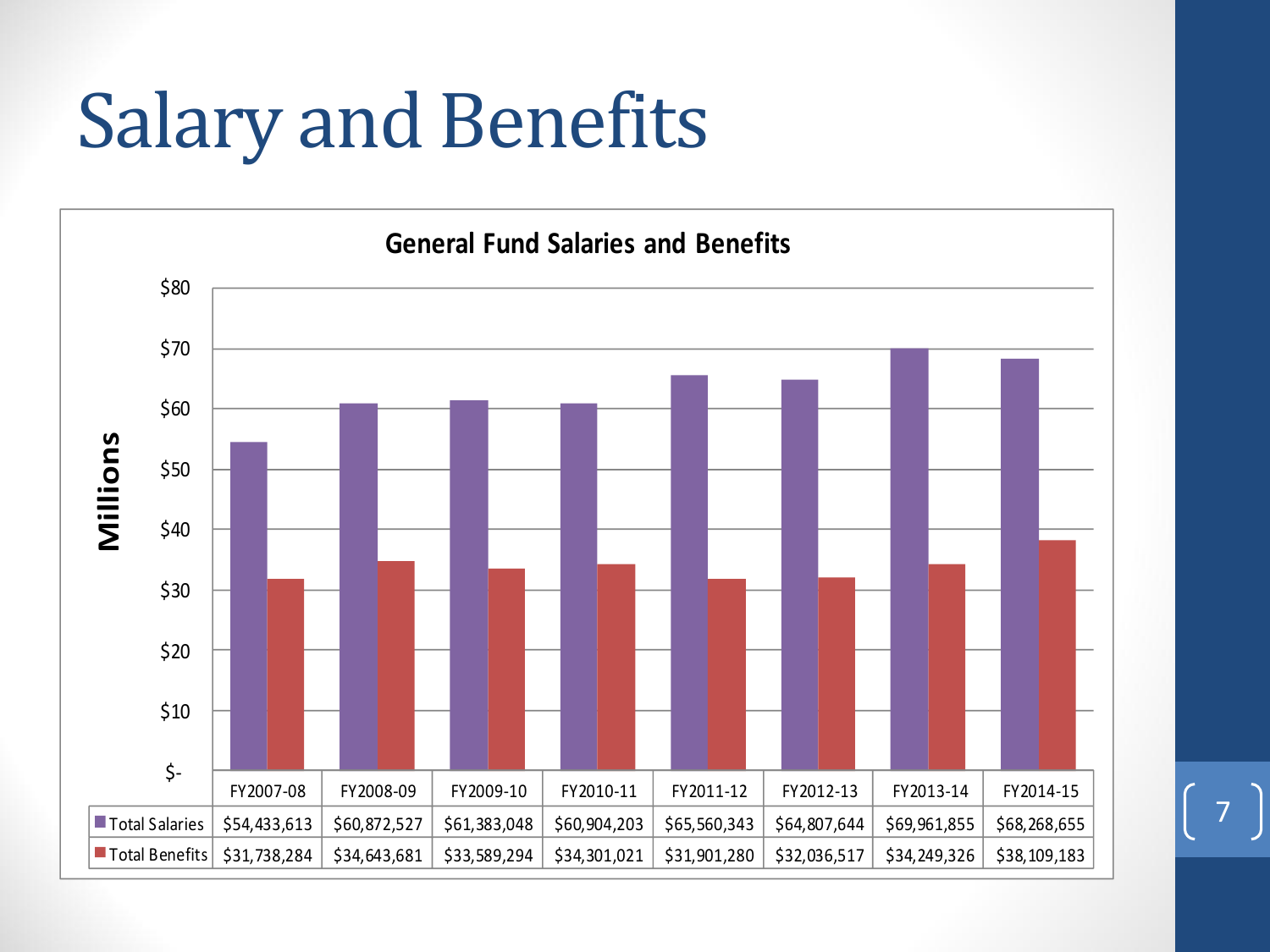# Salary and Benefits

**General Fund Salaries and Benefits**

| | FY2007-08 | FY2008-09 | FY2009-10 | FY2010-11 | FY2011-12 | FY2012-13 | FY2013-14 | FY2014-15 |
|---|---|---|---|---|---|---|---|---|
| Total Salaries | $54,433,613 | $60,872,527 | $61,383,048 | $60,904,203 | $65,560,343 | $64,807,644 | $69,961,855 | $68,268,655 |
| Total Benefits | $31,738,284 | $34,643,681 | $33,589,294 | $34,301,021 | $31,901,280 | $32,036,517 | $34,249,326 | $38,109,183 |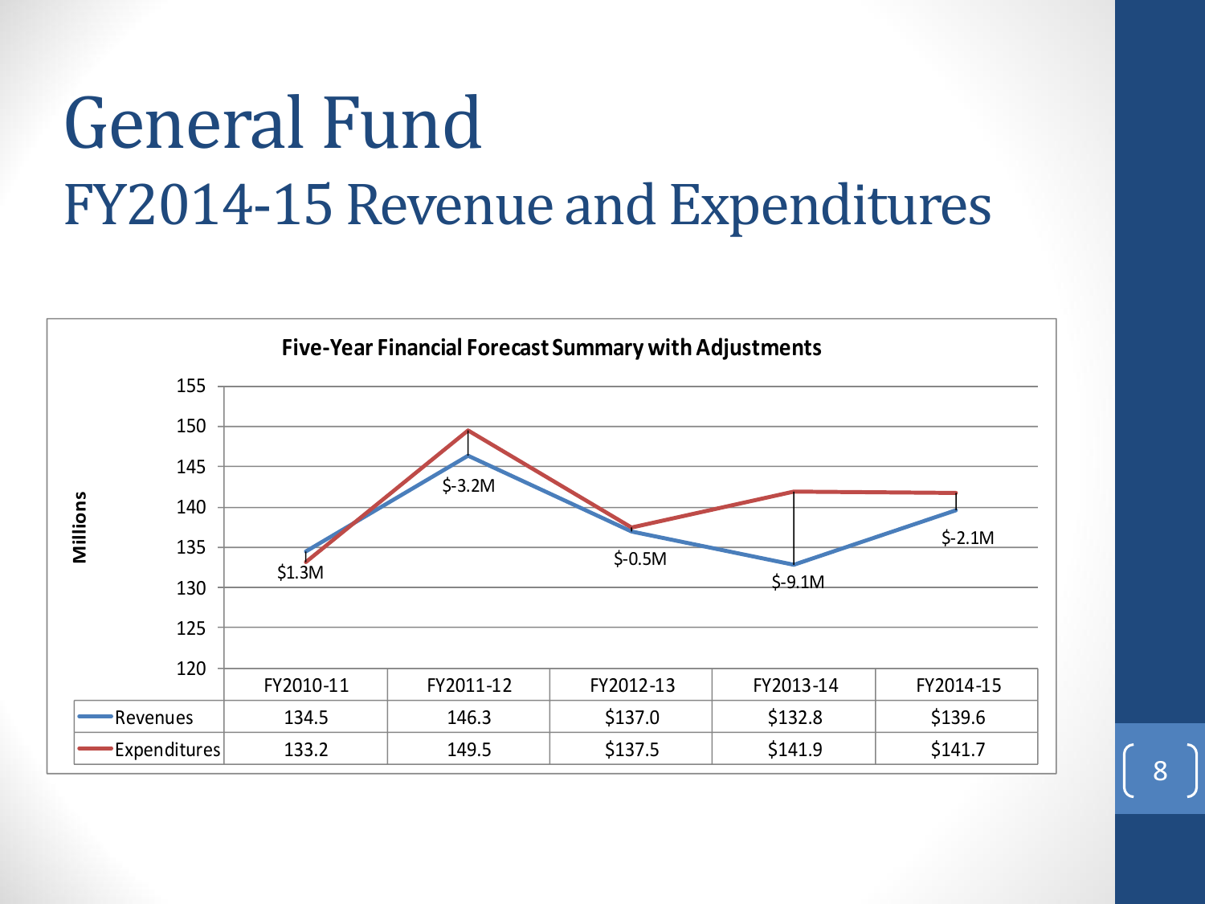# General Fund

## FY2014-15 Revenue and Expenditures

**Five-Year Financial Forecast Summary with Adjustments**

| | FY2010-11 | FY2011-12 | FY2012-13 | FY2013-14 | FY2014-15 |
|---|---|---|---|---|---|
| Revenues | 134.5 | 146.3 | $137.0 | $132.8 | $139.6 |
| Expenditures | 133.2 | 149.5 | $137.5 | $141.9 | $141.7 |

Millions

$1.3M | $-3.2M | $-0.5M | $-9.1M | $-2.1M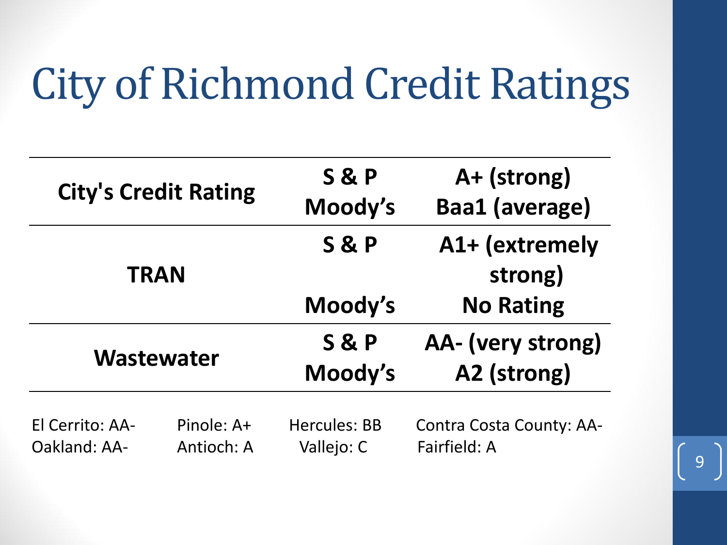# City of Richmond Credit Ratings

| | | |
|---|---|---|
| **City's Credit Rating** | **S & P**<br>**Moody's** | **A+ (strong)**<br>**Baa1 (average)** |
| **TRAN** | **S & P**<br><br>**Moody's** | **A1+ (extremely strong)**<br><br>**No Rating** |
| **Wastewater** | **S & P**<br>**Moody's** | **AA- (very strong)**<br>**A2 (strong)** |

El Cerrito: AA-
Oakland: AA-

Pinole: A+
Antioch: A

Hercules: BB
Vallejo: C

Contra Costa County: AA-
Fairfield: A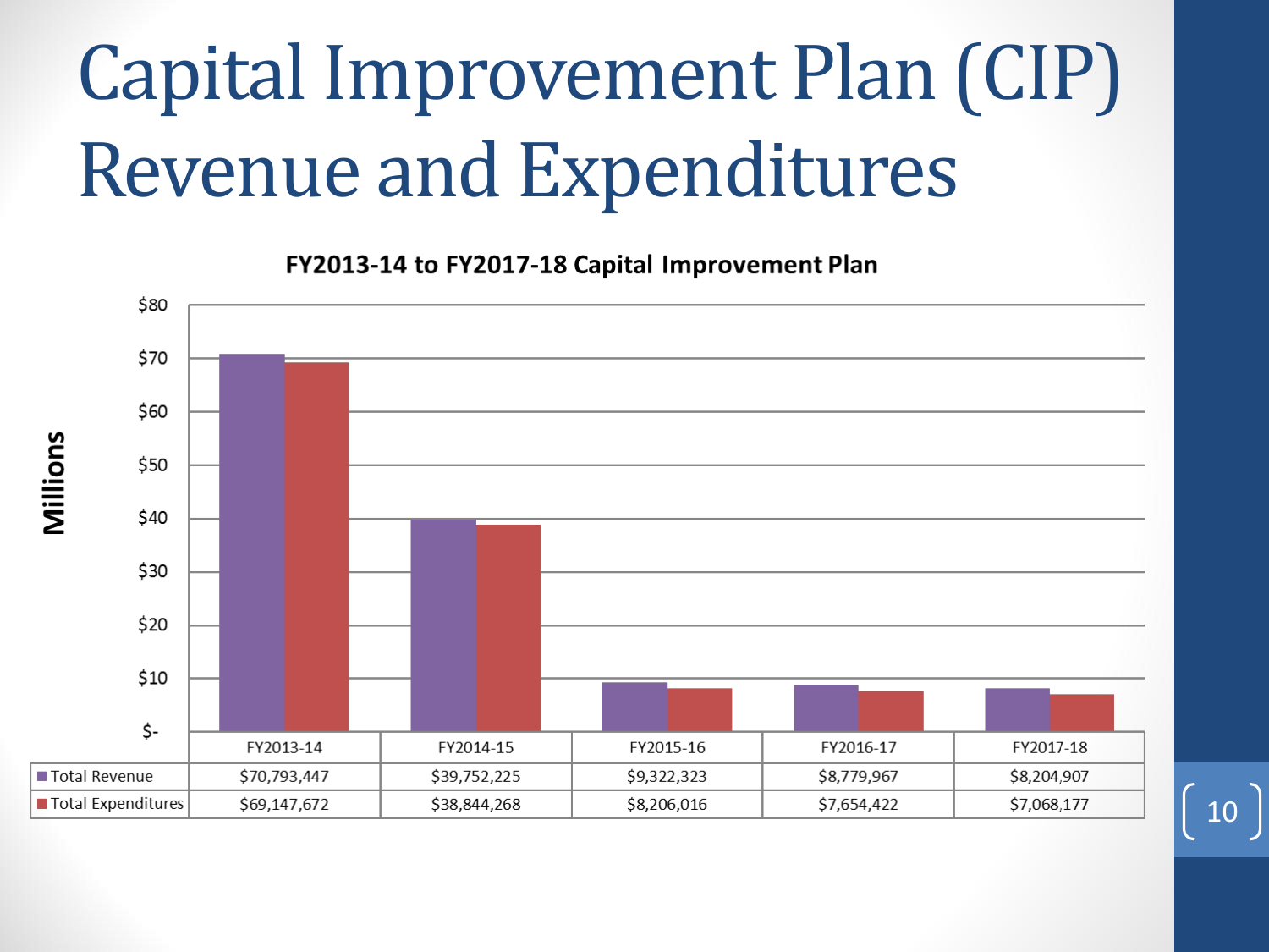# Capital Improvement Plan (CIP) Revenue and Expenditures

**FY2013-14 to FY2017-18 Capital Improvement Plan**

| | FY2013-14 | FY2014-15 | FY2015-16 | FY2016-17 | FY2017-18 |
|---|---|---|---|---|---|
| Total Revenue | $70,793,447 | $39,752,225 | $9,322,323 | $8,779,967 | $8,204,907 |
| Total Expenditures | $69,147,672 | $38,844,268 | $8,206,016 | $7,654,422 | $7,068,177 |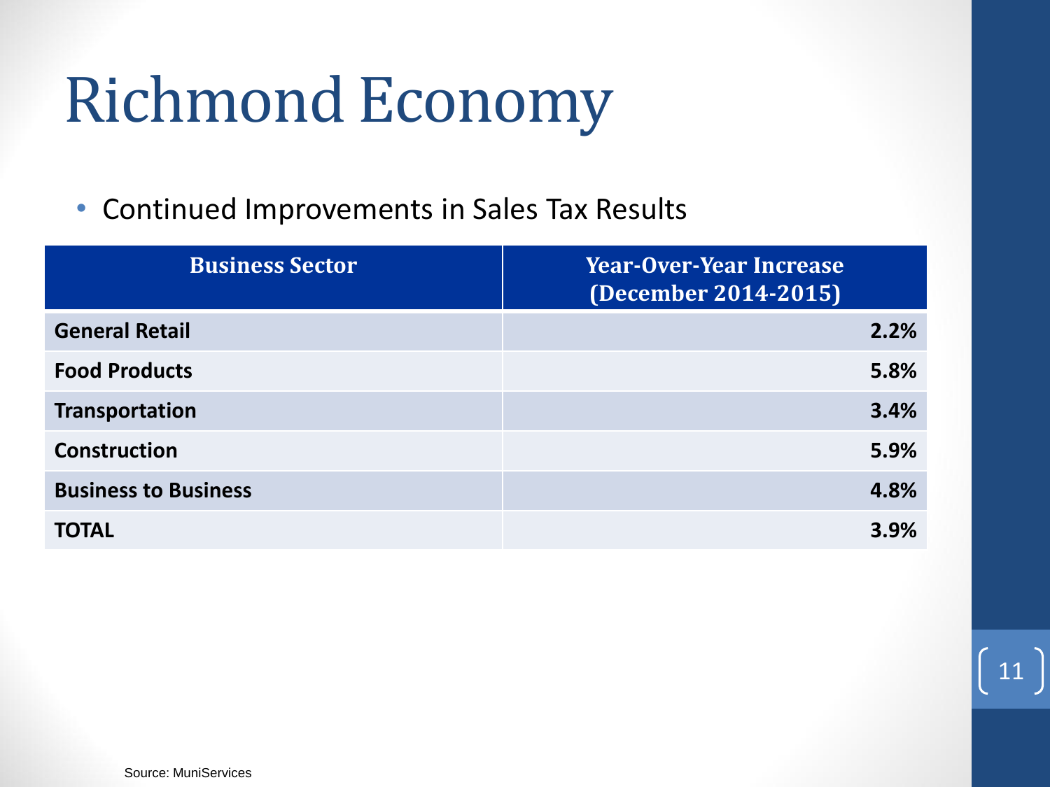# Richmond Economy

- Continued Improvements in Sales Tax Results

| Business Sector | Year-Over-Year Increase (December 2014-2015) |
|---|---|
| **General Retail** | **2.2%** |
| **Food Products** | **5.8%** |
| **Transportation** | **3.4%** |
| **Construction** | **5.9%** |
| **Business to Business** | **4.8%** |
| **TOTAL** | **3.9%** |

Source: MuniServices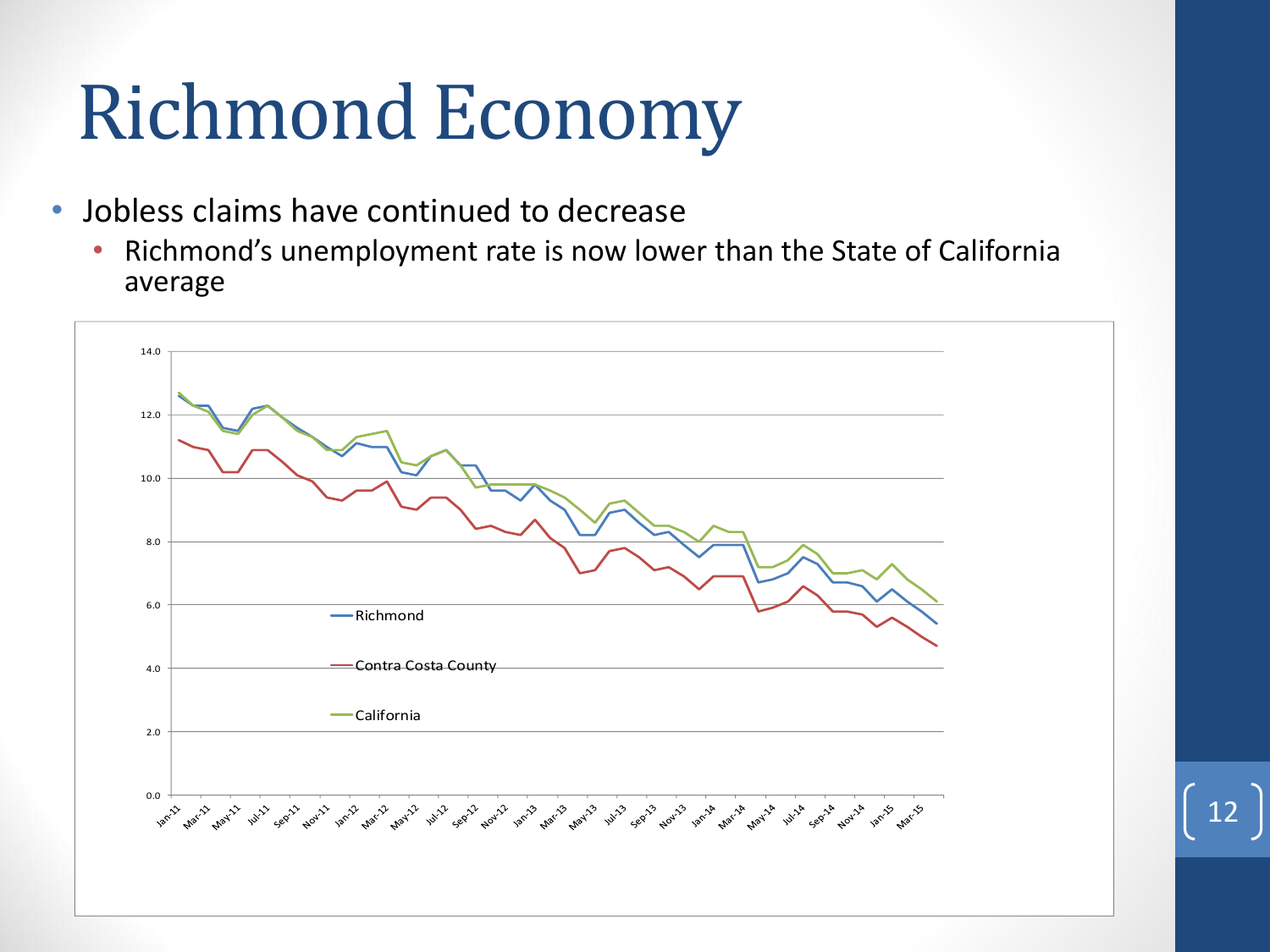# Richmond Economy

- Jobless claims have continued to decrease
  - Richmond's unemployment rate is now lower than the State of California average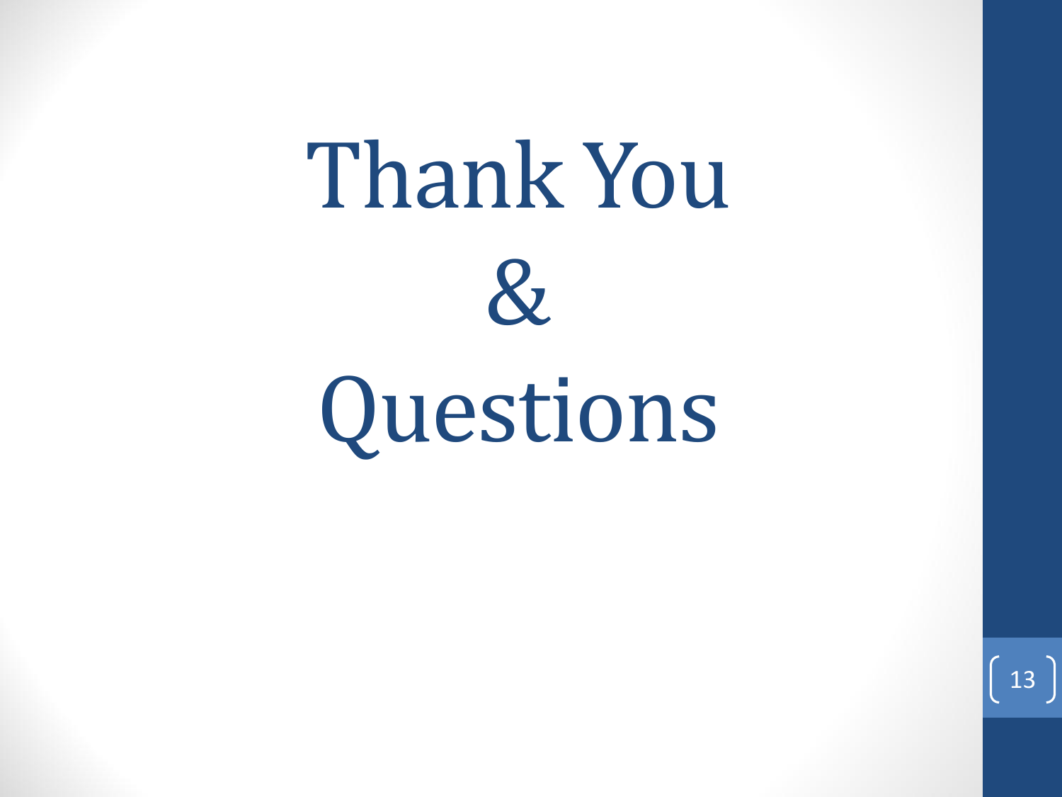# Thank You
# &
# Questions